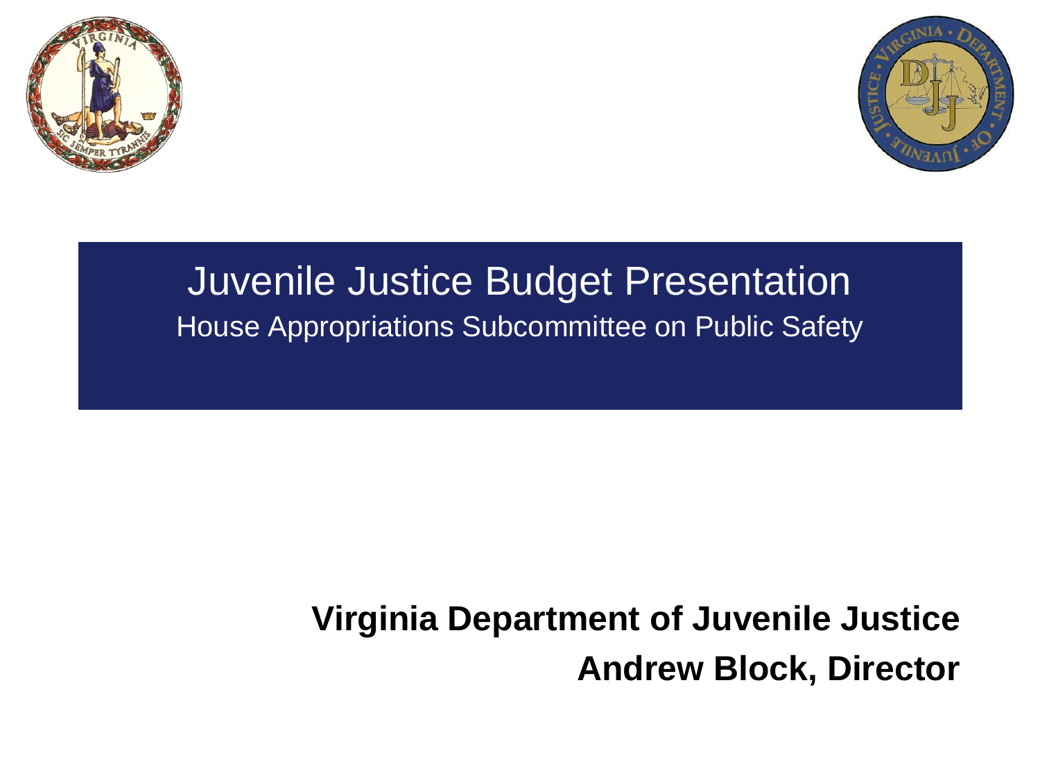# Juvenile Justice Budget Presentation

## House Appropriations Subcommittee on Public Safety

**Virginia Department of Juvenile Justice**

**Andrew Block, Director**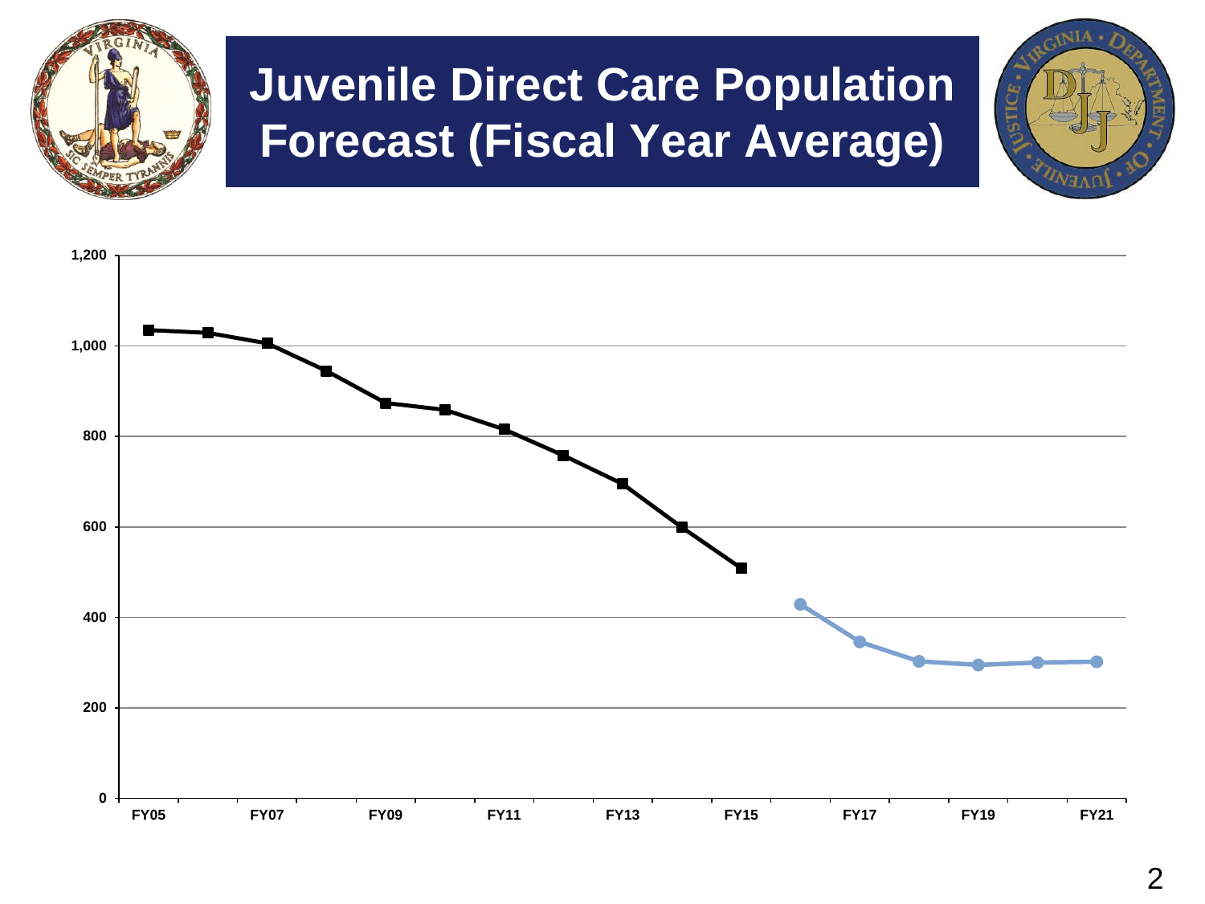# Juvenile Direct Care Population Forecast (Fiscal Year Average)

1,200

1,000

800

600

400

200

0

FY05 FY07 FY09 FY11 FY13 FY15 FY17 FY19 FY21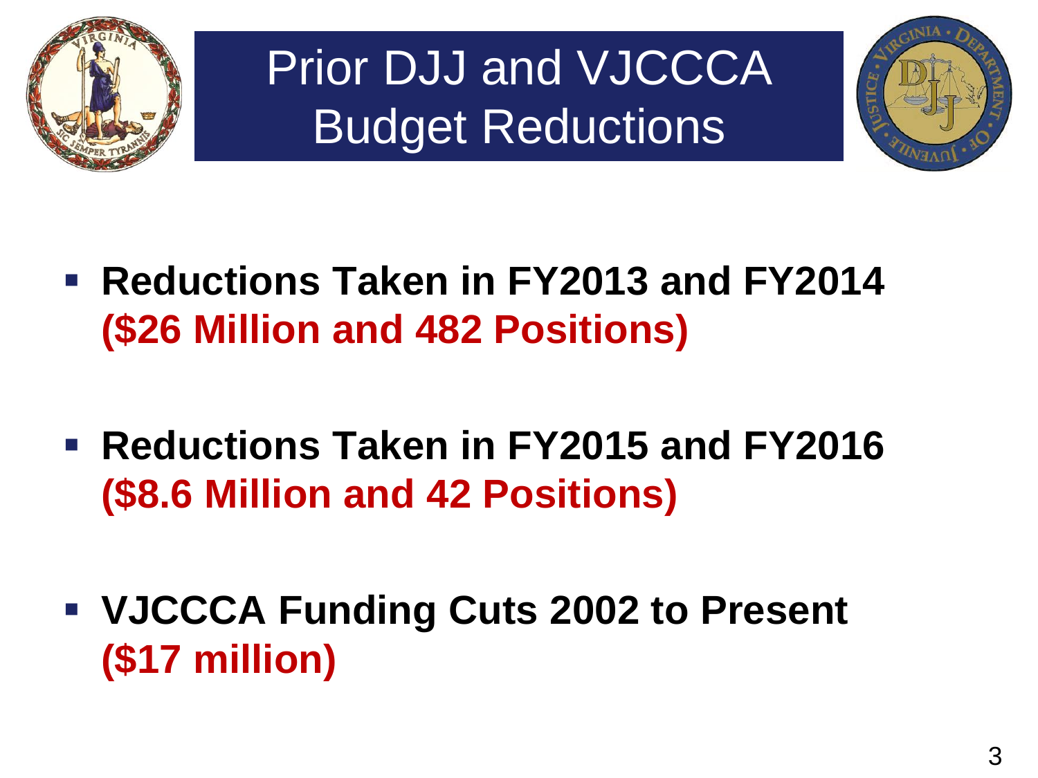# Prior DJJ and VJCCCA Budget Reductions

- **Reductions Taken in FY2013 and FY2014 ($26 Million and 482 Positions)**
- **Reductions Taken in FY2015 and FY2016 ($8.6 Million and 42 Positions)**
- **VJCCCA Funding Cuts 2002 to Present ($17 million)**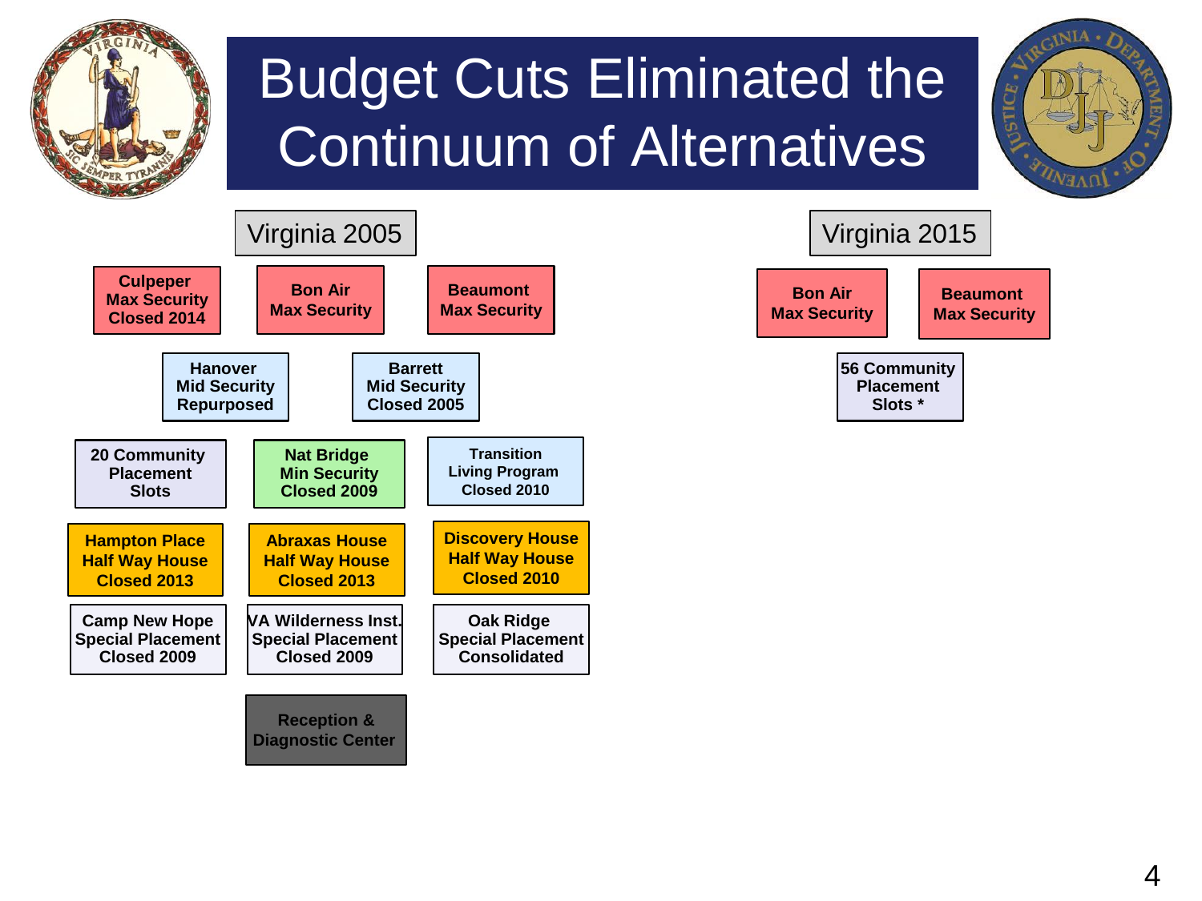# Budget Cuts Eliminated the Continuum of Alternatives

## Virginia 2005

- **Culpeper Max Security Closed 2014**
- **Bon Air Max Security**
- **Beaumont Max Security**
- **Hanover Mid Security Repurposed**
- **Barrett Mid Security Closed 2005**
- **20 Community Placement Slots**
- **Nat Bridge Min Security Closed 2009**
- **Transition Living Program Closed 2010**
- **Hampton Place Half Way House Closed 2013**
- **Abraxas House Half Way House Closed 2013**
- **Discovery House Half Way House Closed 2010**
- **Camp New Hope Special Placement Closed 2009**
- **VA Wilderness Inst. Special Placement Closed 2009**
- **Oak Ridge Special Placement Consolidated**
- **Reception & Diagnostic Center**

## Virginia 2015

- **Bon Air Max Security**
- **Beaumont Max Security**
- **56 Community Placement Slots ***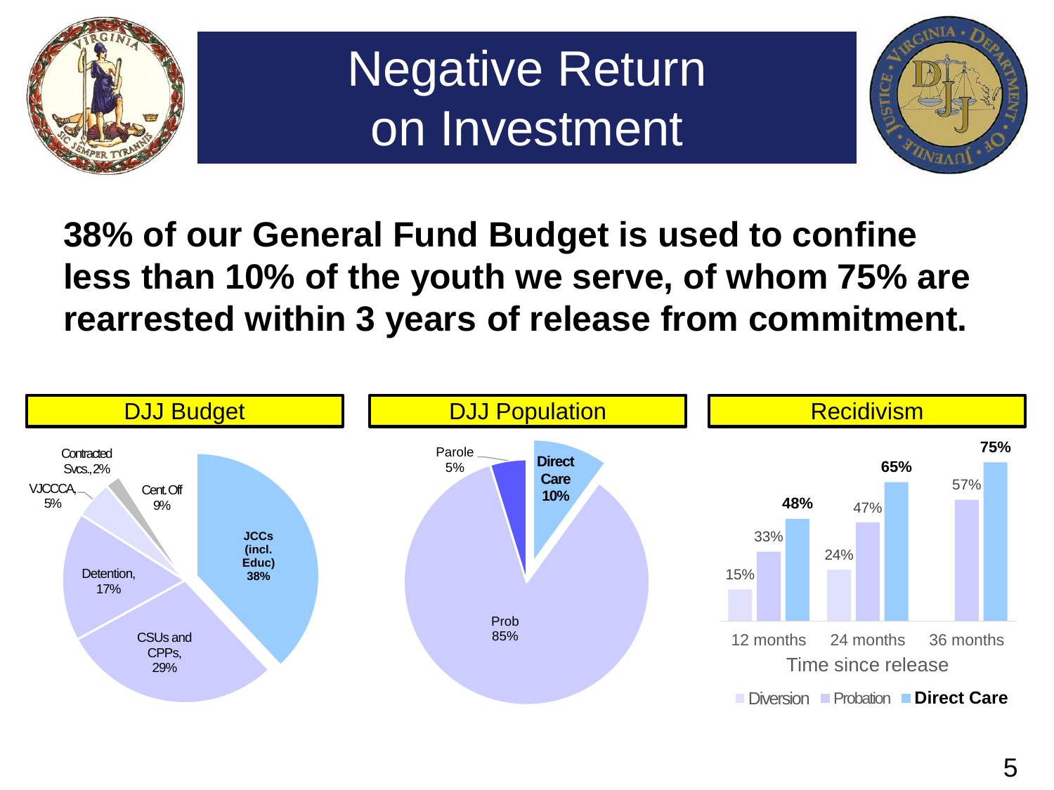# Negative Return on Investment

**38% of our General Fund Budget is used to confine less than 10% of the youth we serve, of whom 75% are rearrested within 3 years of release from commitment.**

### DJJ Budget

| Category | Share |
| --- | --- |
| JCCs (incl. Educ) | 38% |
| CSUs and CPPs | 29% |
| Detention | 17% |
| Cent. Off | 9% |
| VJCCCA | 5% |
| Contracted Svcs. | 2% |

### DJJ Population

| Category | Share |
| --- | --- |
| Direct Care | 10% |
| Prob | 85% |
| Parole | 5% |

### Recidivism

| Time since release | Diversion | Probation | Direct Care |
| --- | --- | --- | --- |
| 12 months | 15% | 33% | 48% |
| 24 months | 24% | 47% | 65% |
| 36 months | | 57% | 75% |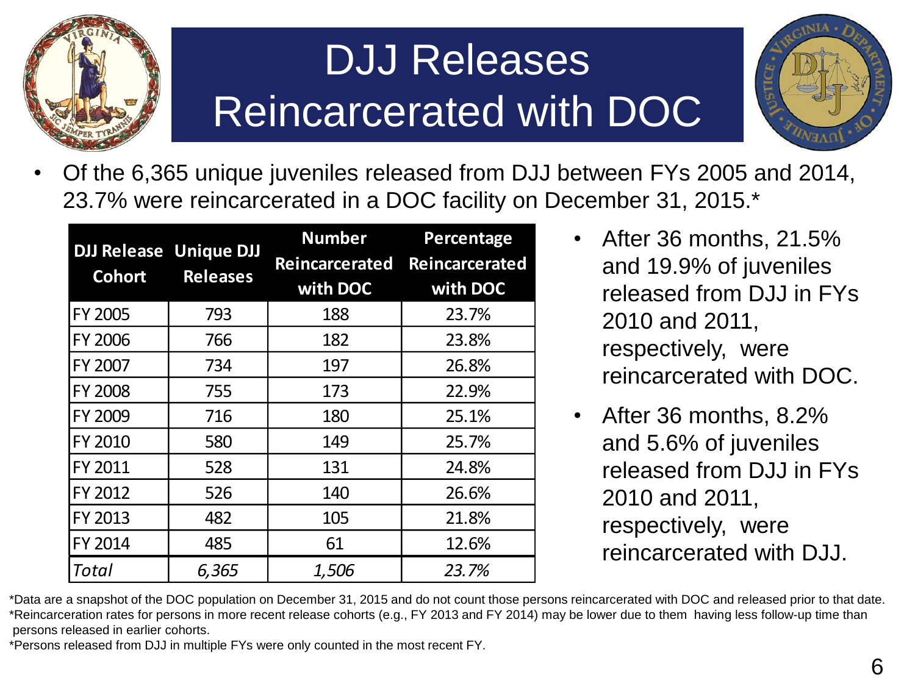# DJJ Releases Reincarcerated with DOC

- Of the 6,365 unique juveniles released from DJJ between FYs 2005 and 2014, 23.7% were reincarcerated in a DOC facility on December 31, 2015.*

| DJJ Release Cohort | Unique DJJ Releases | Number Reincarcerated with DOC | Percentage Reincarcerated with DOC |
|---|---|---|---|
| FY 2005 | 793 | 188 | 23.7% |
| FY 2006 | 766 | 182 | 23.8% |
| FY 2007 | 734 | 197 | 26.8% |
| FY 2008 | 755 | 173 | 22.9% |
| FY 2009 | 716 | 180 | 25.1% |
| FY 2010 | 580 | 149 | 25.7% |
| FY 2011 | 528 | 131 | 24.8% |
| FY 2012 | 526 | 140 | 26.6% |
| FY 2013 | 482 | 105 | 21.8% |
| FY 2014 | 485 | 61 | 12.6% |
| *Total* | *6,365* | *1,506* | *23.7%* |

- After 36 months, 21.5% and 19.9% of juveniles released from DJJ in FYs 2010 and 2011, respectively, were reincarcerated with DOC.
- After 36 months, 8.2% and 5.6% of juveniles released from DJJ in FYs 2010 and 2011, respectively, were reincarcerated with DJJ.

*Data are a snapshot of the DOC population on December 31, 2015 and do not count those persons reincarcerated with DOC and released prior to that date.
*Reincarceration rates for persons in more recent release cohorts (e.g., FY 2013 and FY 2014) may be lower due to them having less follow-up time than persons released in earlier cohorts.
*Persons released from DJJ in multiple FYs were only counted in the most recent FY.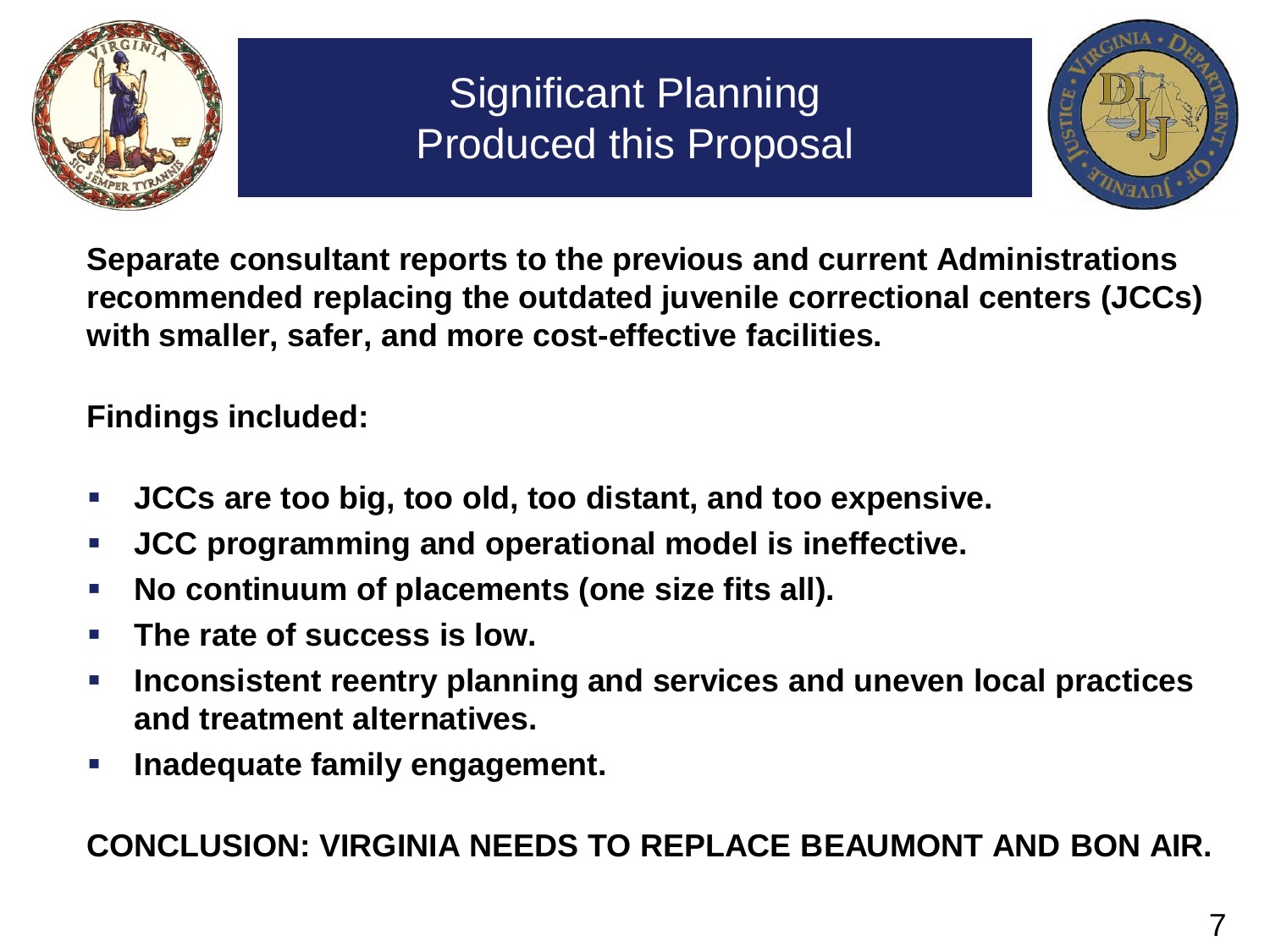# Significant Planning Produced this Proposal

**Separate consultant reports to the previous and current Administrations recommended replacing the outdated juvenile correctional centers (JCCs) with smaller, safer, and more cost-effective facilities.**

**Findings included:**

- **JCCs are too big, too old, too distant, and too expensive.**
- **JCC programming and operational model is ineffective.**
- **No continuum of placements (one size fits all).**
- **The rate of success is low.**
- **Inconsistent reentry planning and services and uneven local practices and treatment alternatives.**
- **Inadequate family engagement.**

**CONCLUSION: VIRGINIA NEEDS TO REPLACE BEAUMONT AND BON AIR.**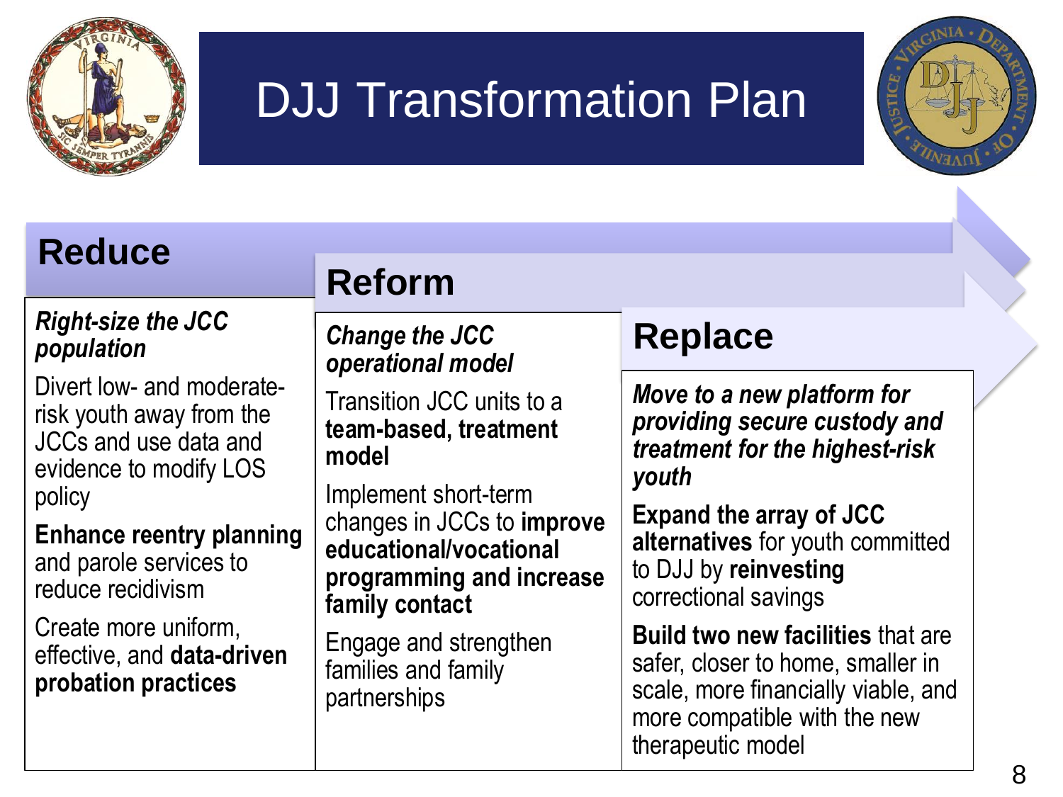# DJJ Transformation Plan

## Reduce

***Right-size the JCC population***

Divert low- and moderate-risk youth away from the JCCs and use data and evidence to modify LOS policy

**Enhance reentry planning** and parole services to reduce recidivism

Create more uniform, effective, and **data-driven probation practices**

## Reform

***Change the JCC operational model***

Transition JCC units to a **team-based, treatment model**

Implement short-term changes in JCCs to **improve educational/vocational programming and increase family contact**

Engage and strengthen families and family partnerships

## Replace

***Move to a new platform for providing secure custody and treatment for the highest-risk youth***

**Expand the array of JCC alternatives** for youth committed to DJJ by **reinvesting** correctional savings

**Build two new facilities** that are safer, closer to home, smaller in scale, more financially viable, and more compatible with the new therapeutic model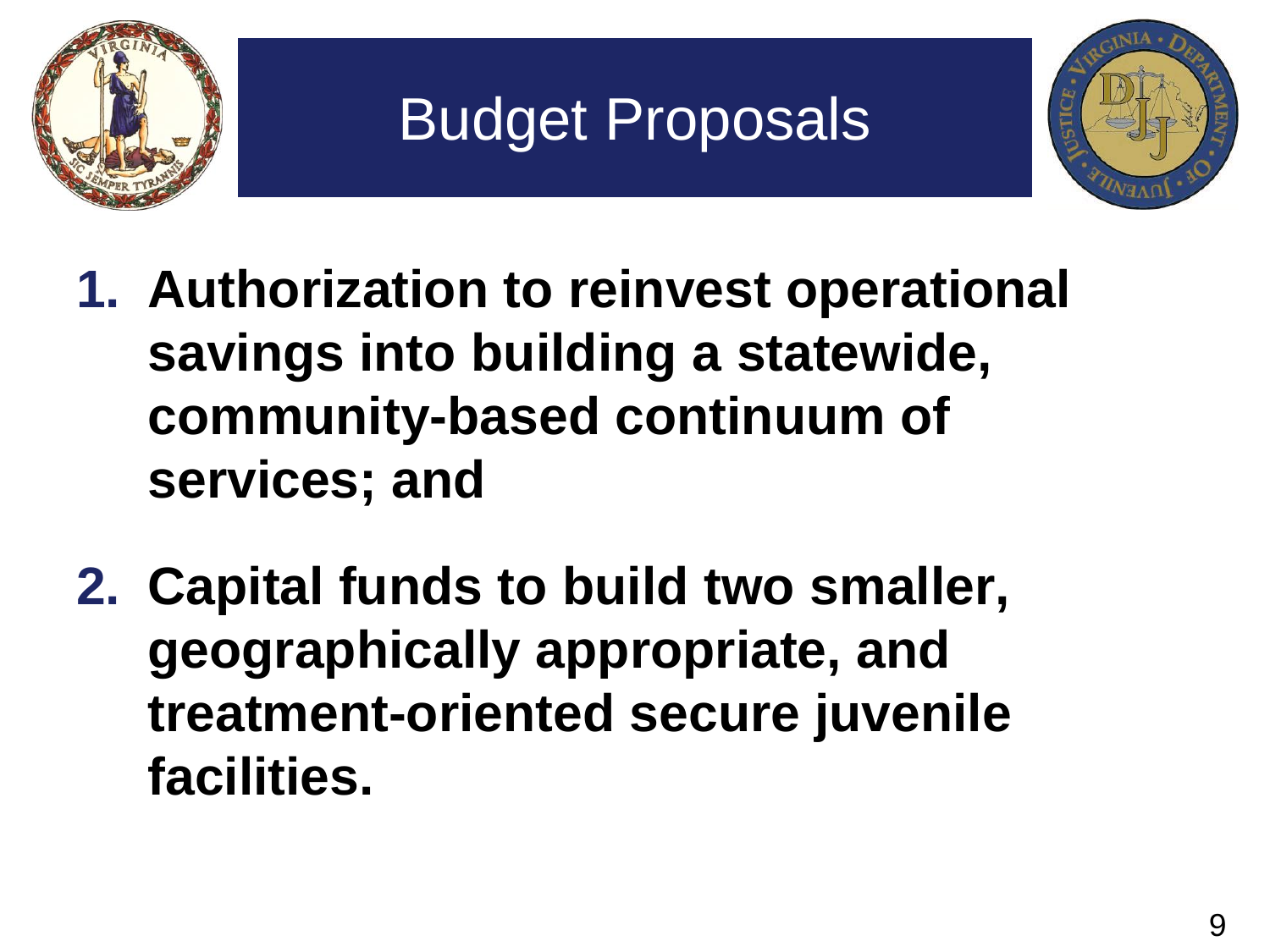# Budget Proposals

1. **Authorization to reinvest operational savings into building a statewide, community-based continuum of services; and**

2. **Capital funds to build two smaller, geographically appropriate, and treatment-oriented secure juvenile facilities.**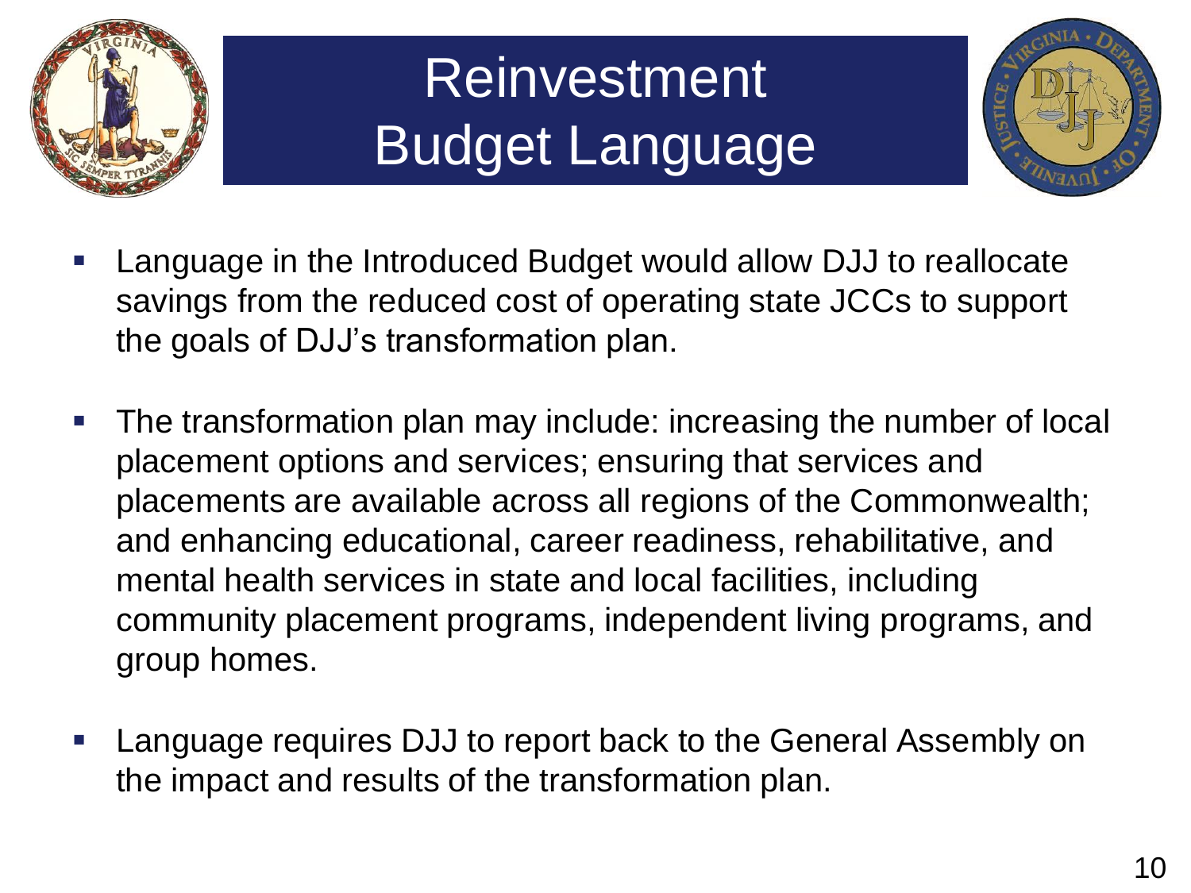# Reinvestment Budget Language

- Language in the Introduced Budget would allow DJJ to reallocate savings from the reduced cost of operating state JCCs to support the goals of DJJ's transformation plan.
- The transformation plan may include: increasing the number of local placement options and services; ensuring that services and placements are available across all regions of the Commonwealth; and enhancing educational, career readiness, rehabilitative, and mental health services in state and local facilities, including community placement programs, independent living programs, and group homes.
- Language requires DJJ to report back to the General Assembly on the impact and results of the transformation plan.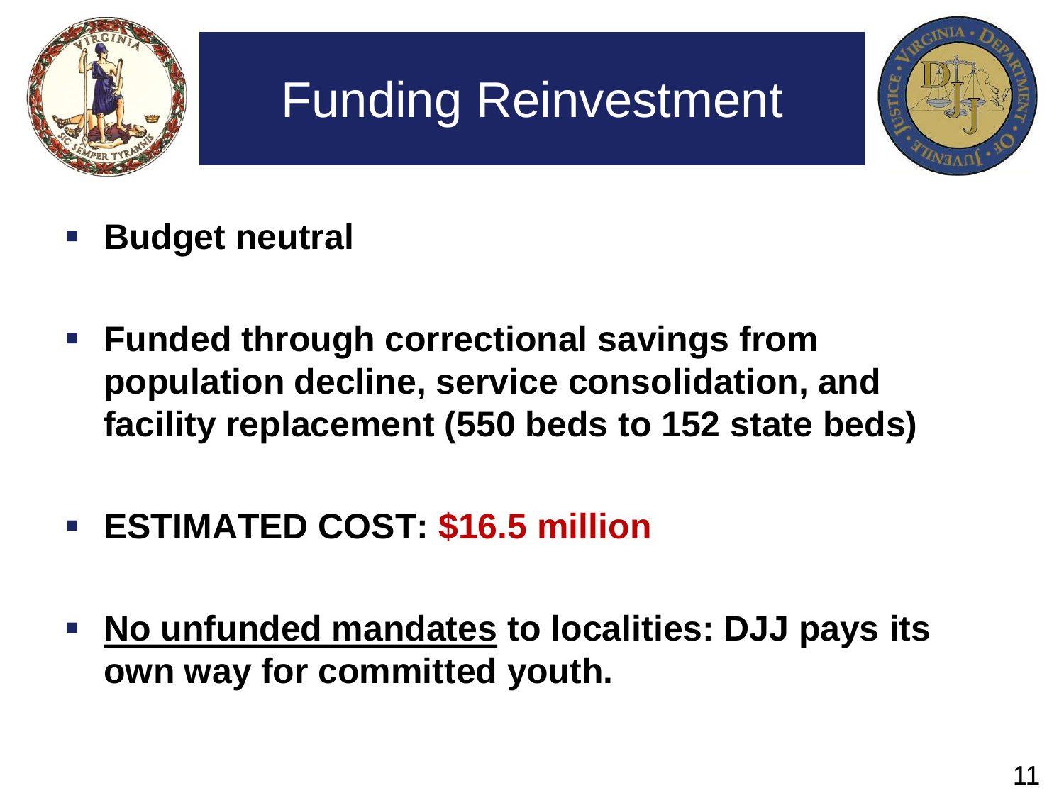# Funding Reinvestment

- **Budget neutral**
- **Funded through correctional savings from population decline, service consolidation, and facility replacement (550 beds to 152 state beds)**
- **ESTIMATED COST: $16.5 million**
- **<u>No unfunded mandates</u> to localities: DJJ pays its own way for committed youth.**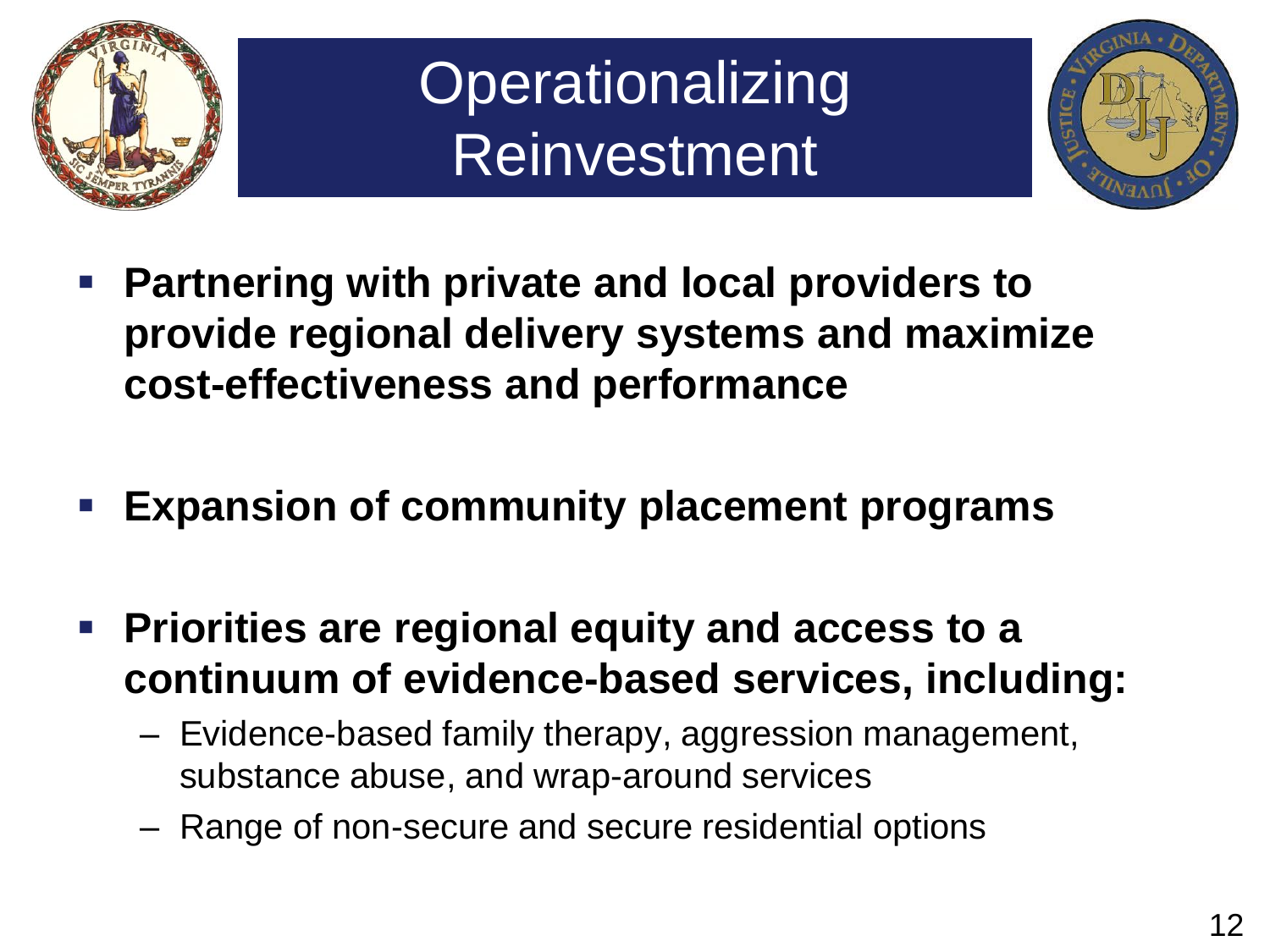# Operationalizing Reinvestment

- **Partnering with private and local providers to provide regional delivery systems and maximize cost-effectiveness and performance**

- **Expansion of community placement programs**

- **Priorities are regional equity and access to a continuum of evidence-based services, including:**
  - Evidence-based family therapy, aggression management, substance abuse, and wrap-around services
  - Range of non-secure and secure residential options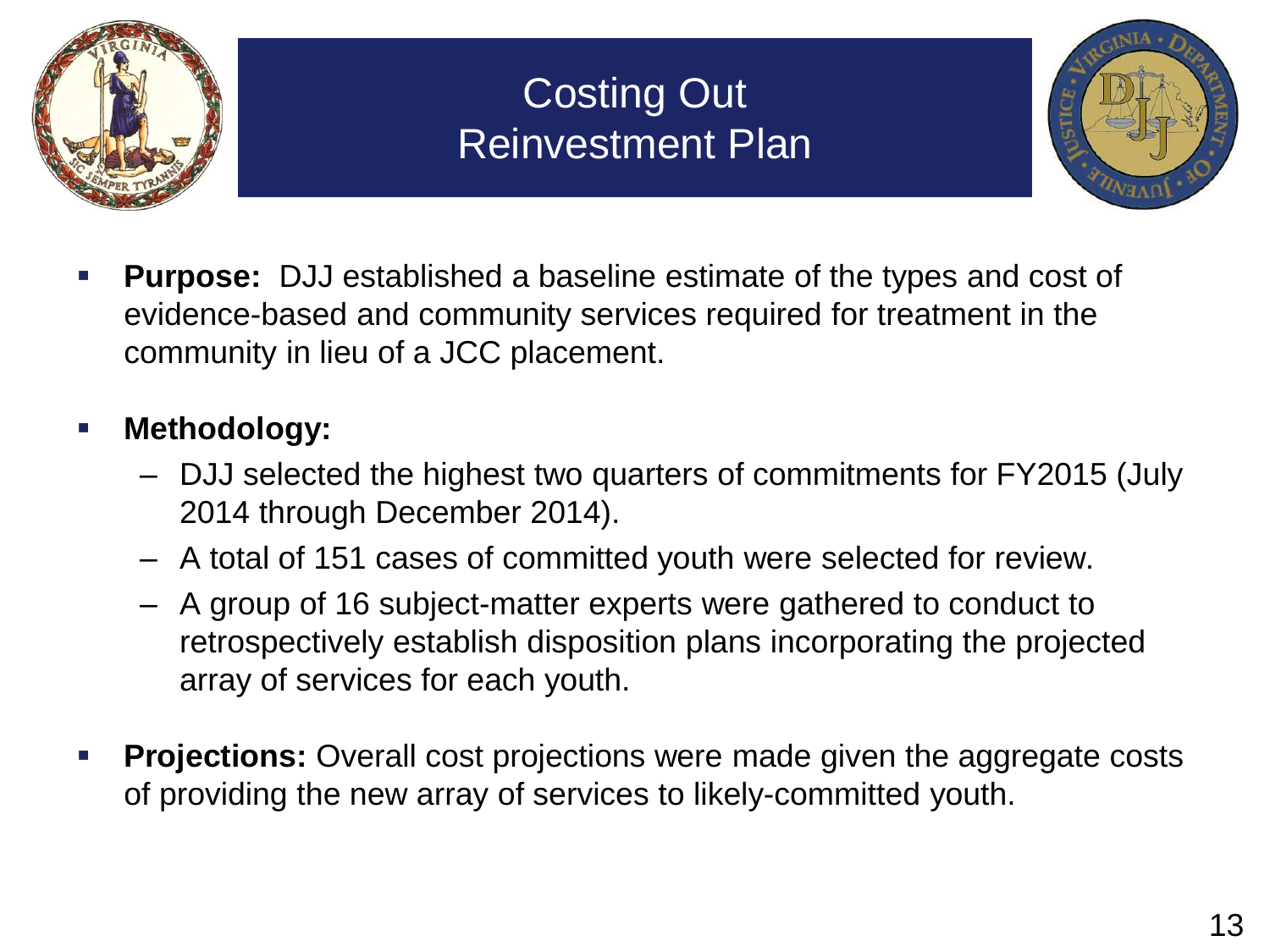# Costing Out Reinvestment Plan

- **Purpose:** DJJ established a baseline estimate of the types and cost of evidence-based and community services required for treatment in the community in lieu of a JCC placement.
- **Methodology:**
  - DJJ selected the highest two quarters of commitments for FY2015 (July 2014 through December 2014).
  - A total of 151 cases of committed youth were selected for review.
  - A group of 16 subject-matter experts were gathered to conduct to retrospectively establish disposition plans incorporating the projected array of services for each youth.
- **Projections:** Overall cost projections were made given the aggregate costs of providing the new array of services to likely-committed youth.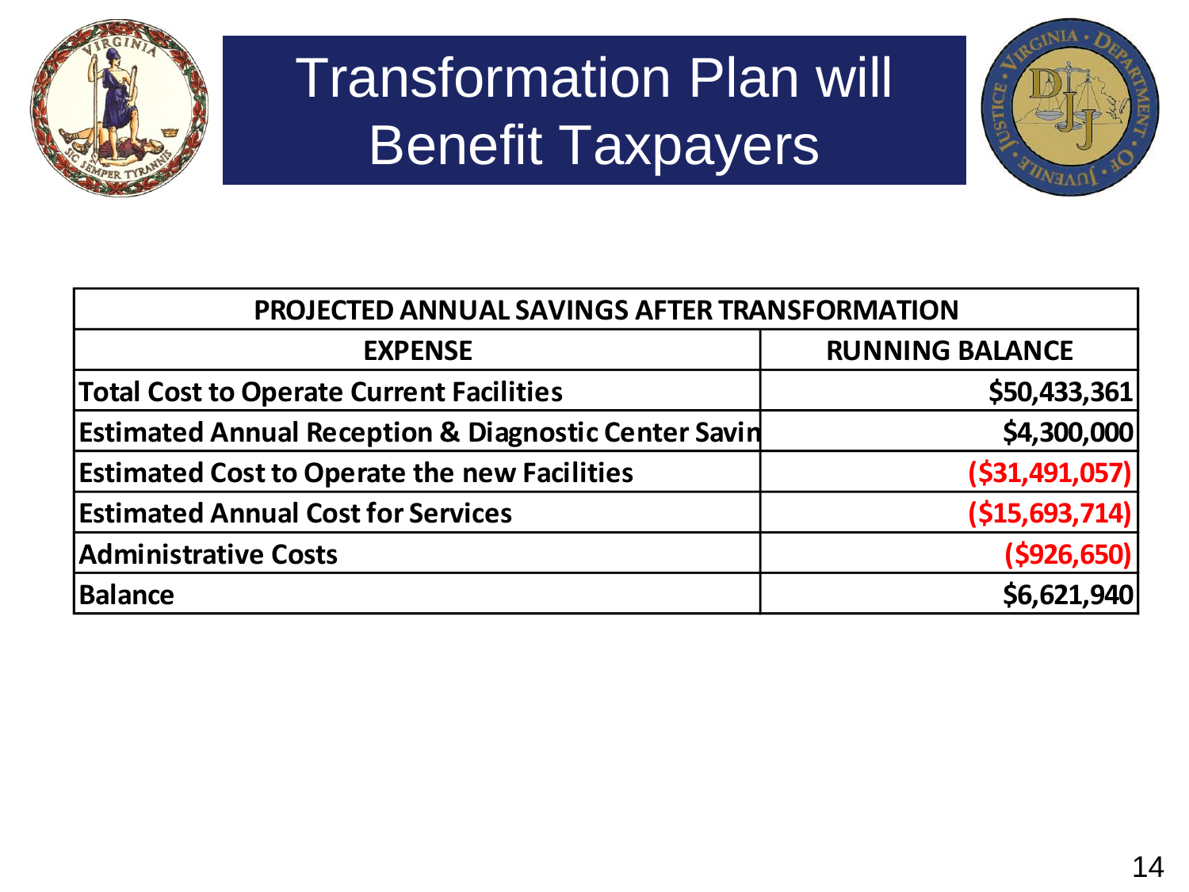# Transformation Plan will Benefit Taxpayers

| PROJECTED ANNUAL SAVINGS AFTER TRANSFORMATION | |
|---|---|
| **EXPENSE** | **RUNNING BALANCE** |
| **Total Cost to Operate Current Facilities** | **$50,433,361** |
| **Estimated Annual Reception & Diagnostic Center Savin** | **$4,300,000** |
| **Estimated Cost to Operate the new Facilities** | **($31,491,057)** |
| **Estimated Annual Cost for Services** | **($15,693,714)** |
| **Administrative Costs** | **($926,650)** |
| **Balance** | **$6,621,940** |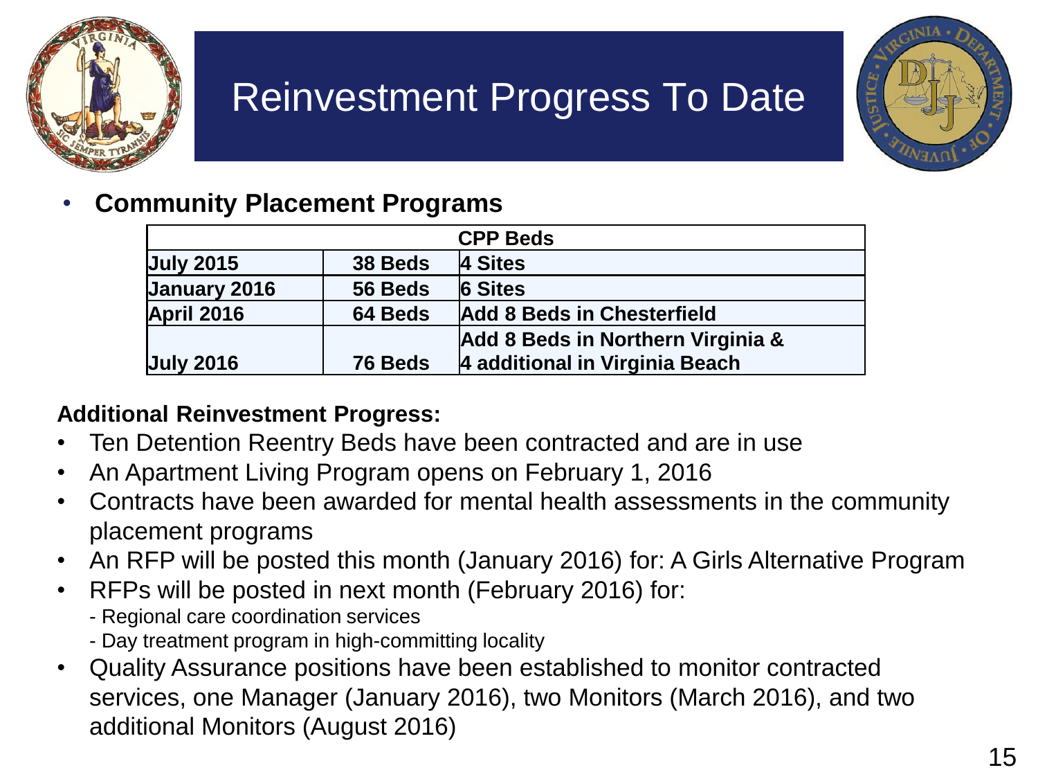# Reinvestment Progress To Date

- **Community Placement Programs**

| CPP Beds | | |
|---|---|---|
| **July 2015** | **38 Beds** | **4 Sites** |
| **January 2016** | **56 Beds** | **6 Sites** |
| **April 2016** | **64 Beds** | **Add 8 Beds in Chesterfield** |
| **July 2016** | **76 Beds** | **Add 8 Beds in Northern Virginia & 4 additional in Virginia Beach** |

**Additional Reinvestment Progress:**

- Ten Detention Reentry Beds have been contracted and are in use
- An Apartment Living Program opens on February 1, 2016
- Contracts have been awarded for mental health assessments in the community placement programs
- An RFP will be posted this month (January 2016) for: A Girls Alternative Program
- RFPs will be posted in next month (February 2016) for:
  - Regional care coordination services
  - Day treatment program in high-committing locality
- Quality Assurance positions have been established to monitor contracted services, one Manager (January 2016), two Monitors (March 2016), and two additional Monitors (August 2016)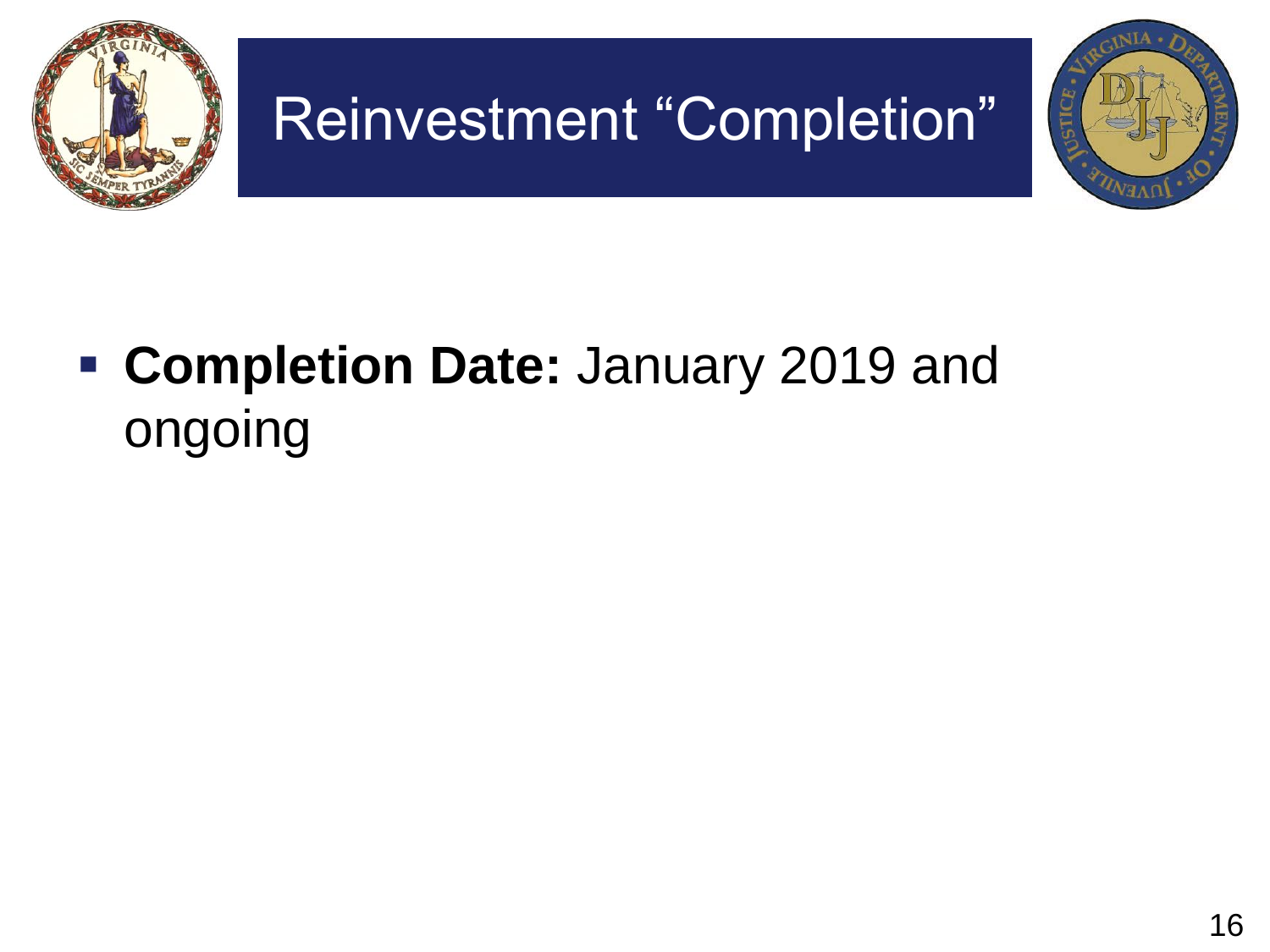# Reinvestment "Completion"

- **Completion Date:** January 2019 and ongoing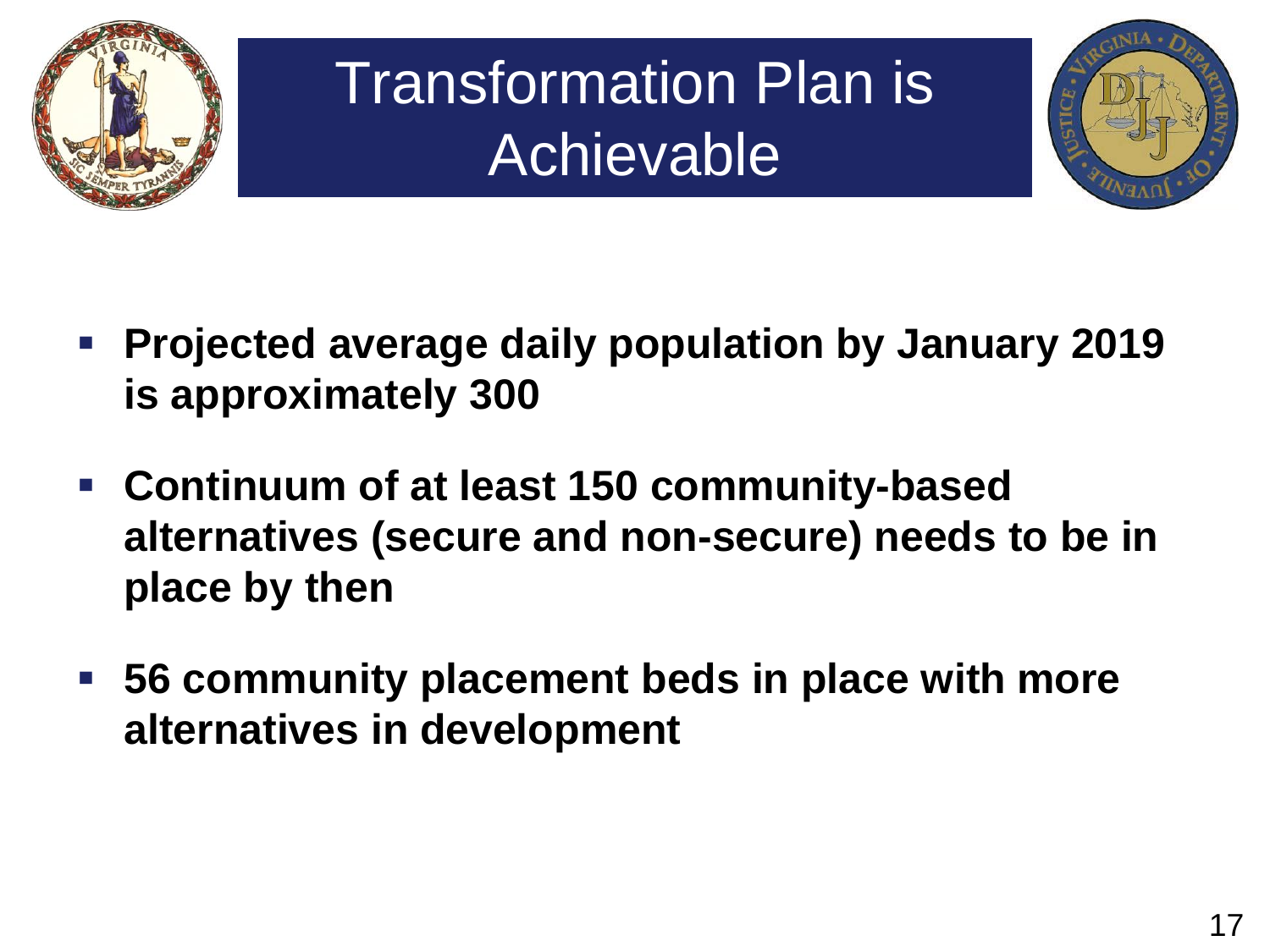# Transformation Plan is Achievable

- **Projected average daily population by January 2019 is approximately 300**
- **Continuum of at least 150 community-based alternatives (secure and non-secure) needs to be in place by then**
- **56 community placement beds in place with more alternatives in development**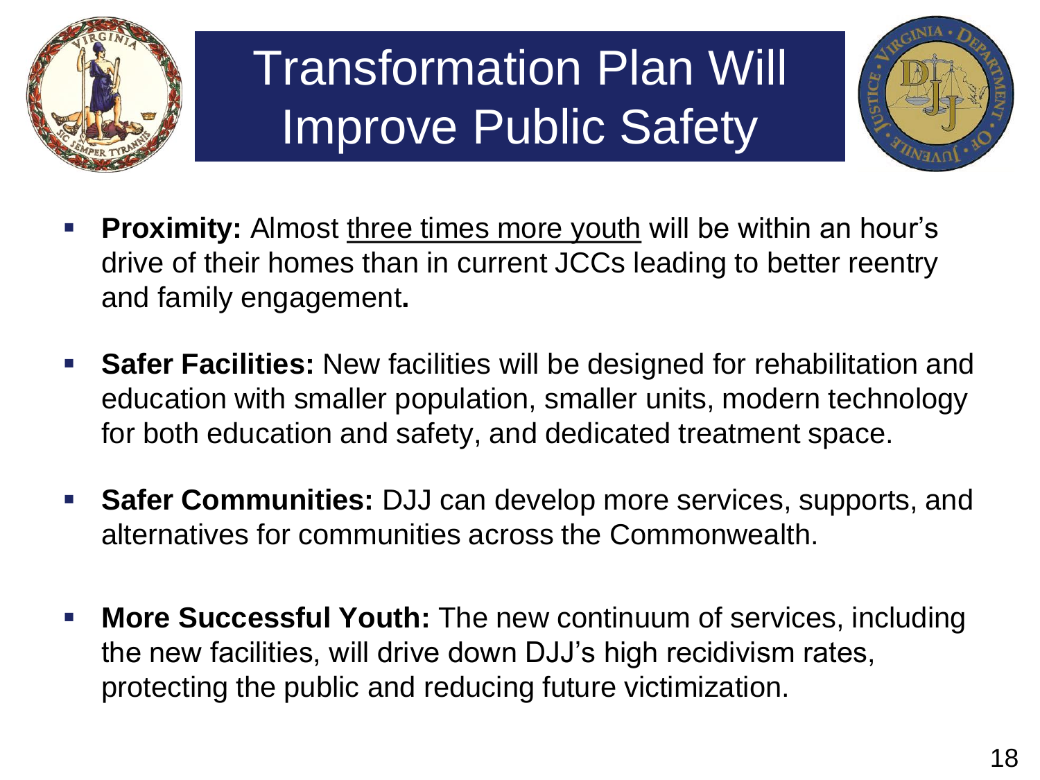# Transformation Plan Will Improve Public Safety

- **Proximity:** Almost <u>three times more youth</u> will be within an hour's drive of their homes than in current JCCs leading to better reentry and family engagement**.**

- **Safer Facilities:** New facilities will be designed for rehabilitation and education with smaller population, smaller units, modern technology for both education and safety, and dedicated treatment space.

- **Safer Communities:** DJJ can develop more services, supports, and alternatives for communities across the Commonwealth.

- **More Successful Youth:** The new continuum of services, including the new facilities, will drive down DJJ's high recidivism rates, protecting the public and reducing future victimization.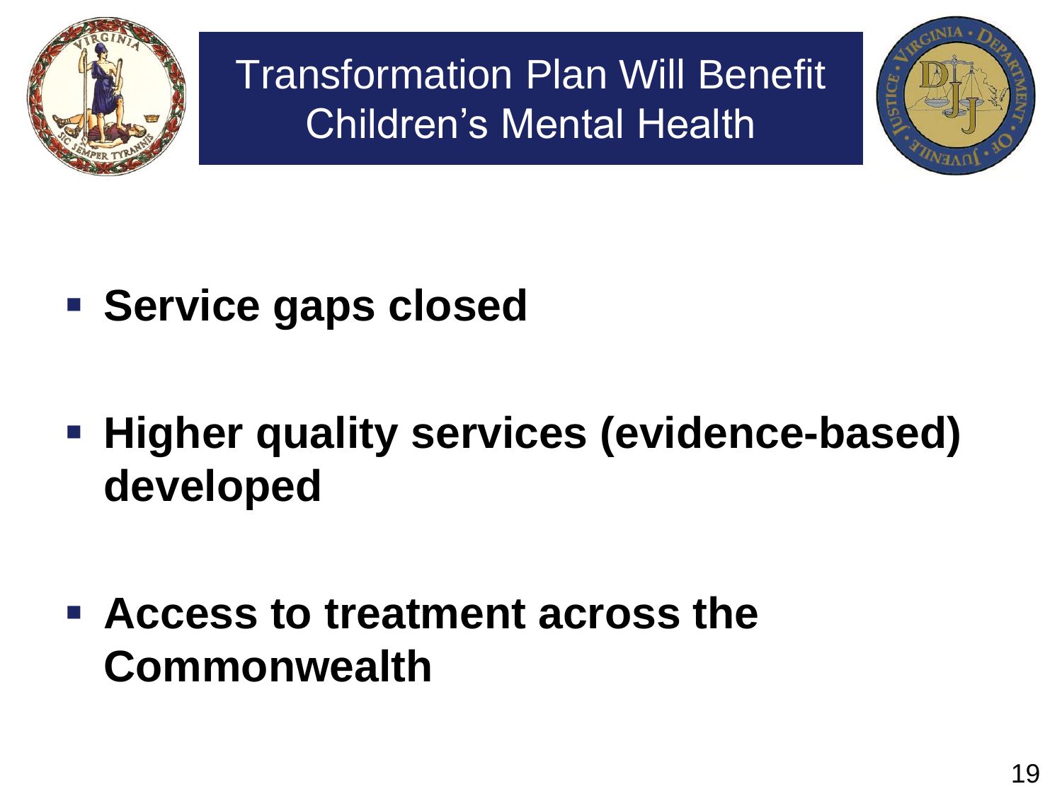# Transformation Plan Will Benefit Children's Mental Health

- **Service gaps closed**
- **Higher quality services (evidence-based) developed**
- **Access to treatment across the Commonwealth**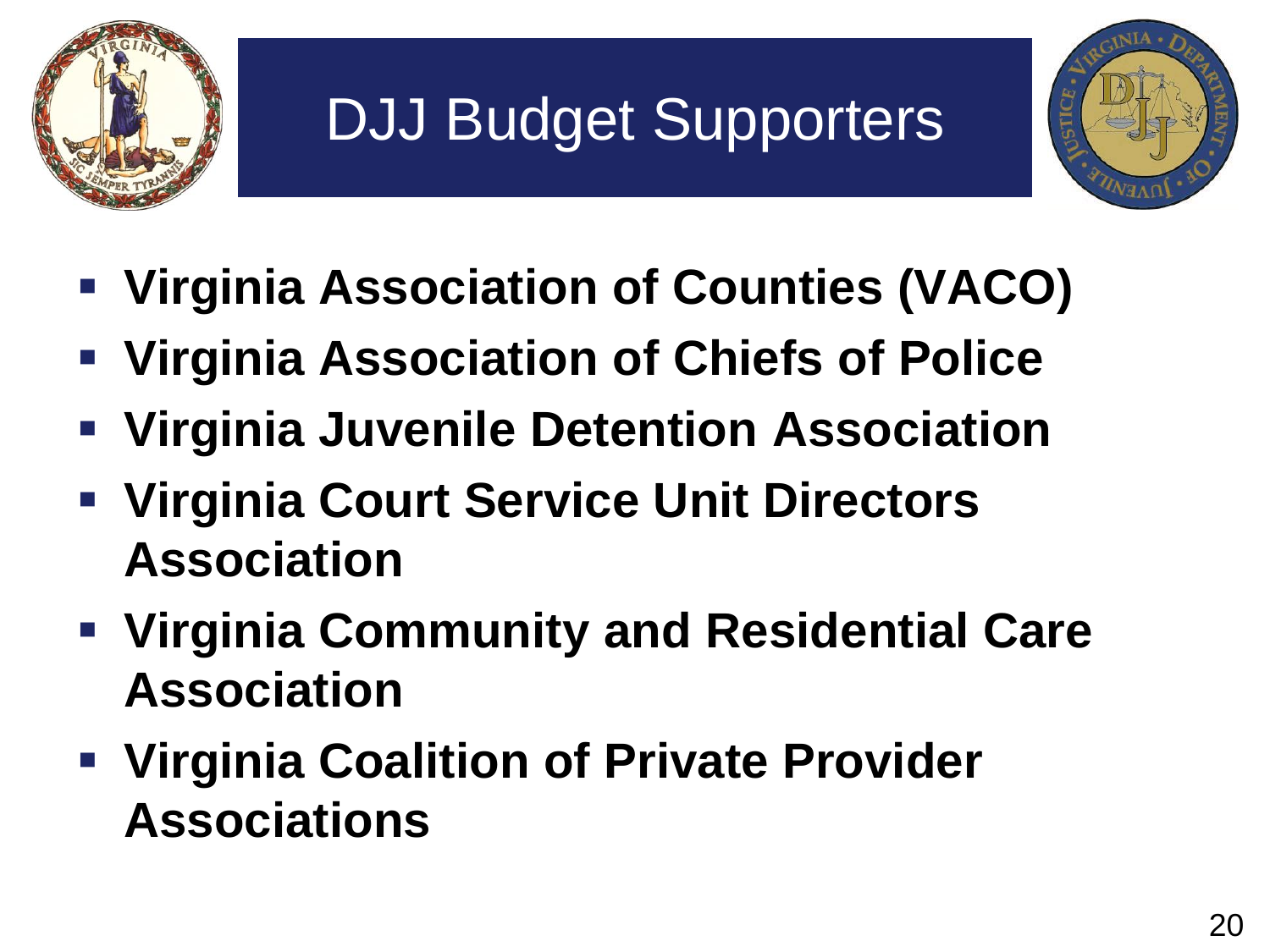# DJJ Budget Supporters

- **Virginia Association of Counties (VACO)**
- **Virginia Association of Chiefs of Police**
- **Virginia Juvenile Detention Association**
- **Virginia Court Service Unit Directors Association**
- **Virginia Community and Residential Care Association**
- **Virginia Coalition of Private Provider Associations**